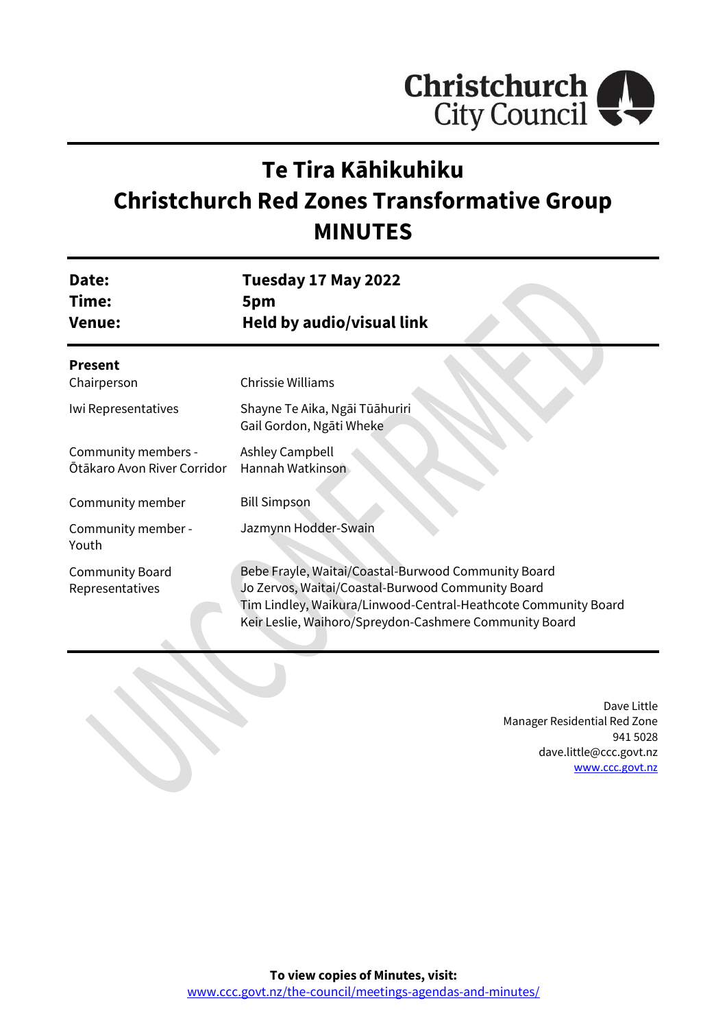Christchurch City Council

# Te Tira Kāhikuhiku
# Christchurch Red Zones Transformative Group
# MINUTES

| | |
|---|---|
| **Date:** | **Tuesday 17 May 2022** |
| **Time:** | **5pm** |
| **Venue:** | **Held by audio/visual link** |

**Present**

| | |
|---|---|
| Chairperson | Chrissie Williams |
| Iwi Representatives | Shayne Te Aika, Ngāi Tūāhuriri<br>Gail Gordon, Ngāti Wheke |
| Community members - Ōtākaro Avon River Corridor | Ashley Campbell<br>Hannah Watkinson |
| Community member | Bill Simpson |
| Community member - Youth | Jazmynn Hodder-Swain |
| Community Board Representatives | Bebe Frayle, Waitai/Coastal-Burwood Community Board<br>Jo Zervos, Waitai/Coastal-Burwood Community Board<br>Tim Lindley, Waikura/Linwood-Central-Heathcote Community Board<br>Keir Leslie, Waihoro/Spreydon-Cashmere Community Board |

Dave Little
Manager Residential Red Zone
941 5028
dave.little@ccc.govt.nz
www.ccc.govt.nz

**To view copies of Minutes, visit:**
www.ccc.govt.nz/the-council/meetings-agendas-and-minutes/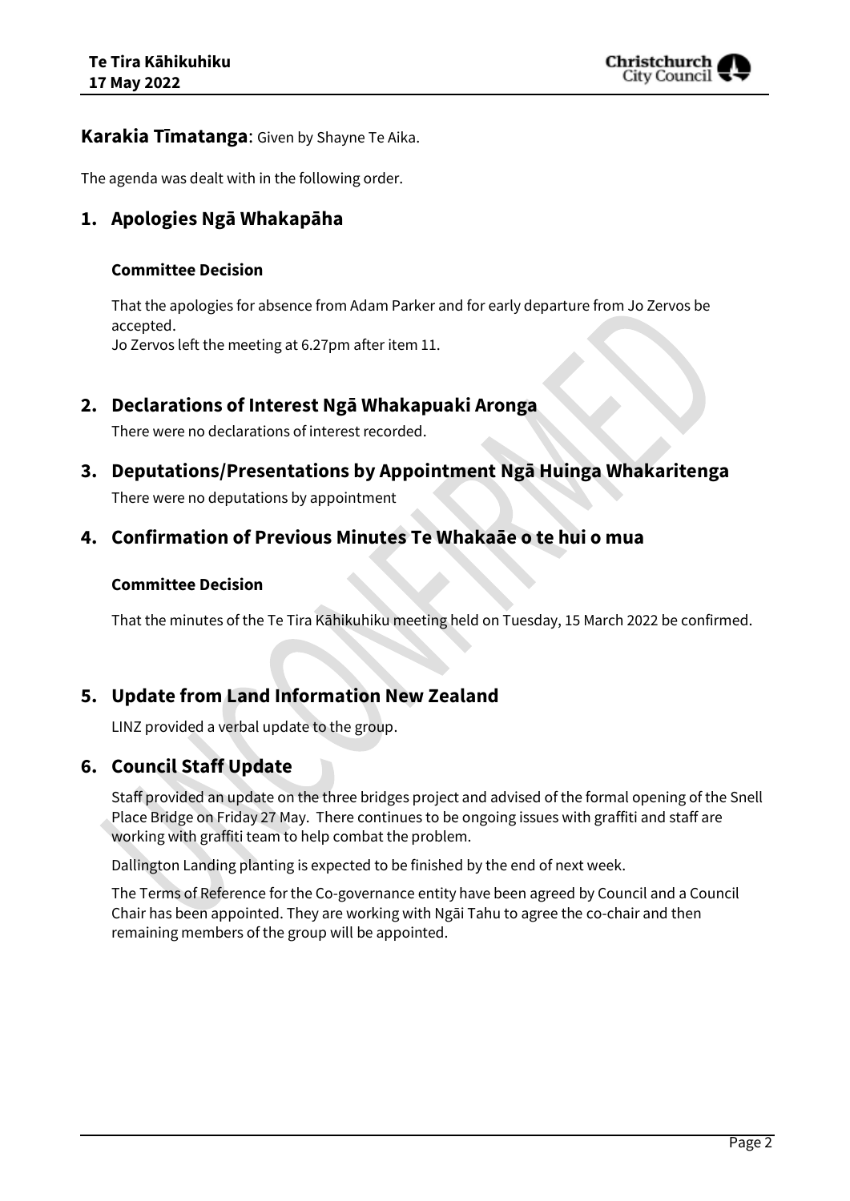**Karakia Tīmatanga**: Given by Shayne Te Aika.

The agenda was dealt with in the following order.

## 1. Apologies Ngā Whakapāha

### Committee Decision

That the apologies for absence from Adam Parker and for early departure from Jo Zervos be accepted.
Jo Zervos left the meeting at 6.27pm after item 11.

## 2. Declarations of Interest Ngā Whakapuaki Aronga

There were no declarations of interest recorded.

## 3. Deputations/Presentations by Appointment Ngā Huinga Whakaritenga

There were no deputations by appointment

## 4. Confirmation of Previous Minutes Te Whakaāe o te hui o mua

### Committee Decision

That the minutes of the Te Tira Kāhikuhiku meeting held on Tuesday, 15 March 2022 be confirmed.

## 5. Update from Land Information New Zealand

LINZ provided a verbal update to the group.

## 6. Council Staff Update

Staff provided an update on the three bridges project and advised of the formal opening of the Snell Place Bridge on Friday 27 May. There continues to be ongoing issues with graffiti and staff are working with graffiti team to help combat the problem.

Dallington Landing planting is expected to be finished by the end of next week.

The Terms of Reference for the Co-governance entity have been agreed by Council and a Council Chair has been appointed. They are working with Ngāi Tahu to agree the co-chair and then remaining members of the group will be appointed.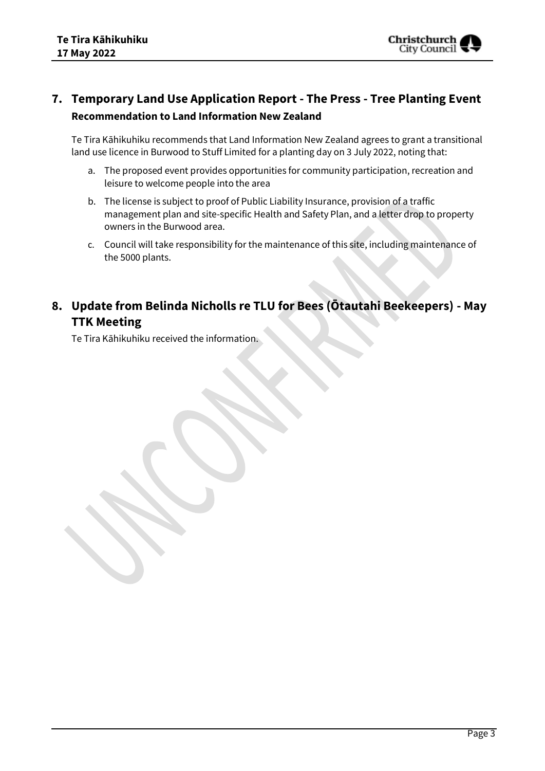## 7. Temporary Land Use Application Report - The Press - Tree Planting Event

### Recommendation to Land Information New Zealand

Te Tira Kāhikuhiku recommends that Land Information New Zealand agrees to grant a transitional land use licence in Burwood to Stuff Limited for a planting day on 3 July 2022, noting that:

a. The proposed event provides opportunities for community participation, recreation and leisure to welcome people into the area

b. The license is subject to proof of Public Liability Insurance, provision of a traffic management plan and site-specific Health and Safety Plan, and a letter drop to property owners in the Burwood area.

c. Council will take responsibility for the maintenance of this site, including maintenance of the 5000 plants.

## 8. Update from Belinda Nicholls re TLU for Bees (Ōtautahi Beekeepers) - May TTK Meeting

Te Tira Kāhikuhiku received the information.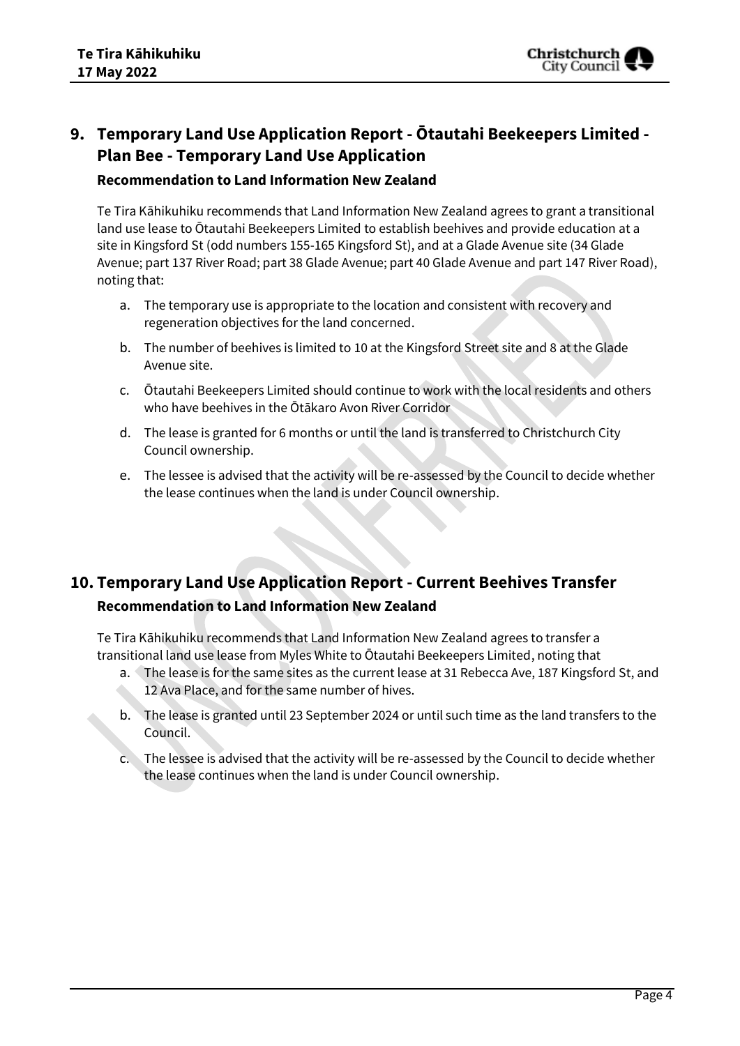## 9. Temporary Land Use Application Report - Ōtautahi Beekeepers Limited - Plan Bee - Temporary Land Use Application

### Recommendation to Land Information New Zealand

Te Tira Kāhikuhiku recommends that Land Information New Zealand agrees to grant a transitional land use lease to Ōtautahi Beekeepers Limited to establish beehives and provide education at a site in Kingsford St (odd numbers 155-165 Kingsford St), and at a Glade Avenue site (34 Glade Avenue; part 137 River Road; part 38 Glade Avenue; part 40 Glade Avenue and part 147 River Road), noting that:

a. The temporary use is appropriate to the location and consistent with recovery and regeneration objectives for the land concerned.

b. The number of beehives is limited to 10 at the Kingsford Street site and 8 at the Glade Avenue site.

c. Ōtautahi Beekeepers Limited should continue to work with the local residents and others who have beehives in the Ōtākaro Avon River Corridor

d. The lease is granted for 6 months or until the land is transferred to Christchurch City Council ownership.

e. The lessee is advised that the activity will be re-assessed by the Council to decide whether the lease continues when the land is under Council ownership.

## 10. Temporary Land Use Application Report - Current Beehives Transfer

### Recommendation to Land Information New Zealand

Te Tira Kāhikuhiku recommends that Land Information New Zealand agrees to transfer a transitional land use lease from Myles White to Ōtautahi Beekeepers Limited, noting that

a. The lease is for the same sites as the current lease at 31 Rebecca Ave, 187 Kingsford St, and 12 Ava Place, and for the same number of hives.

b. The lease is granted until 23 September 2024 or until such time as the land transfers to the Council.

c. The lessee is advised that the activity will be re-assessed by the Council to decide whether the lease continues when the land is under Council ownership.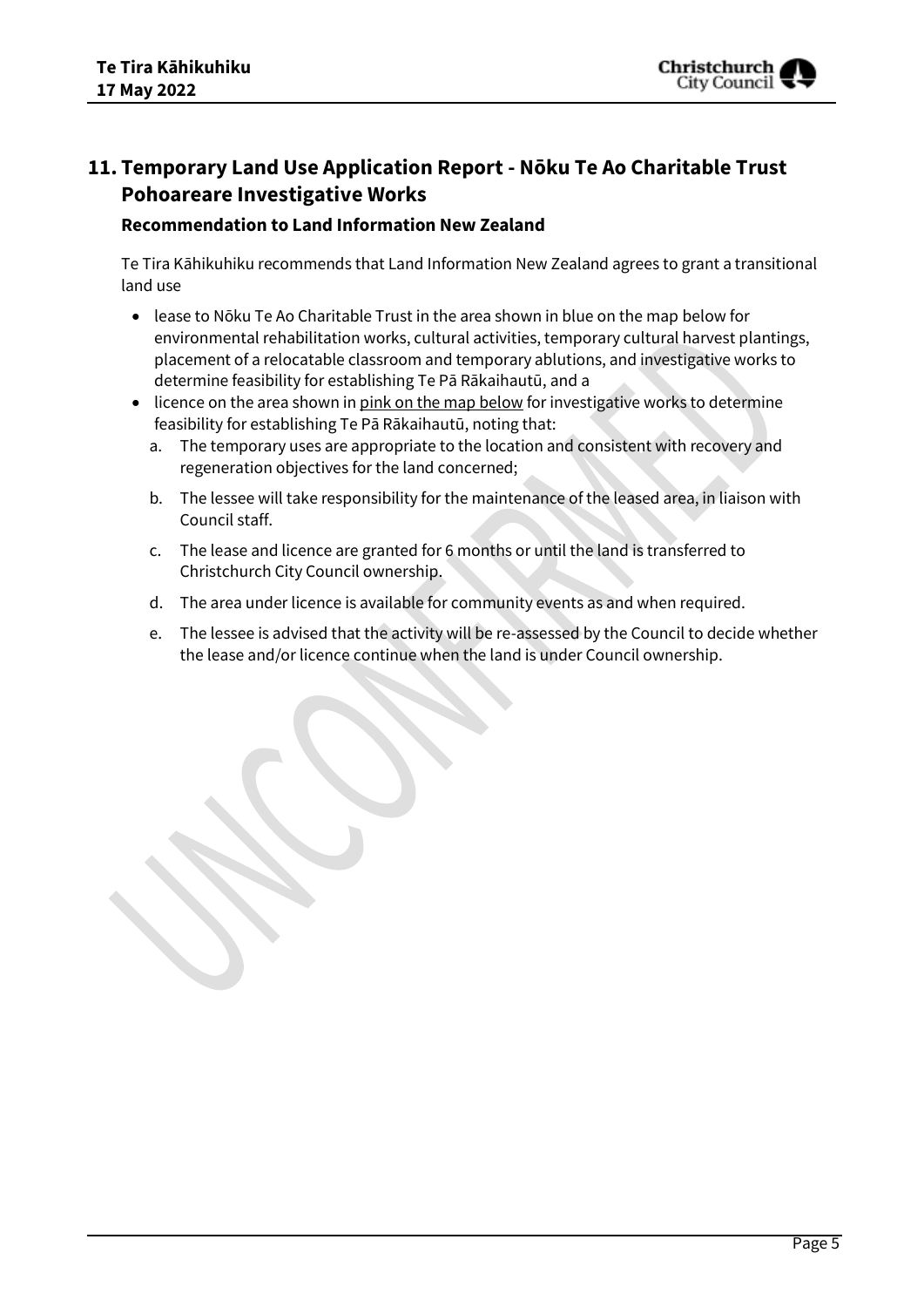## 11. Temporary Land Use Application Report - Nōku Te Ao Charitable Trust Pohoareare Investigative Works

### Recommendation to Land Information New Zealand

Te Tira Kāhikuhiku recommends that Land Information New Zealand agrees to grant a transitional land use

- lease to Nōku Te Ao Charitable Trust in the area shown in blue on the map below for environmental rehabilitation works, cultural activities, temporary cultural harvest plantings, placement of a relocatable classroom and temporary ablutions, and investigative works to determine feasibility for establishing Te Pā Rākaihautū, and a
- licence on the area shown in pink on the map below for investigative works to determine feasibility for establishing Te Pā Rākaihautū, noting that:
    a. The temporary uses are appropriate to the location and consistent with recovery and regeneration objectives for the land concerned;
    b. The lessee will take responsibility for the maintenance of the leased area, in liaison with Council staff.
    c. The lease and licence are granted for 6 months or until the land is transferred to Christchurch City Council ownership.
    d. The area under licence is available for community events as and when required.
    e. The lessee is advised that the activity will be re-assessed by the Council to decide whether the lease and/or licence continue when the land is under Council ownership.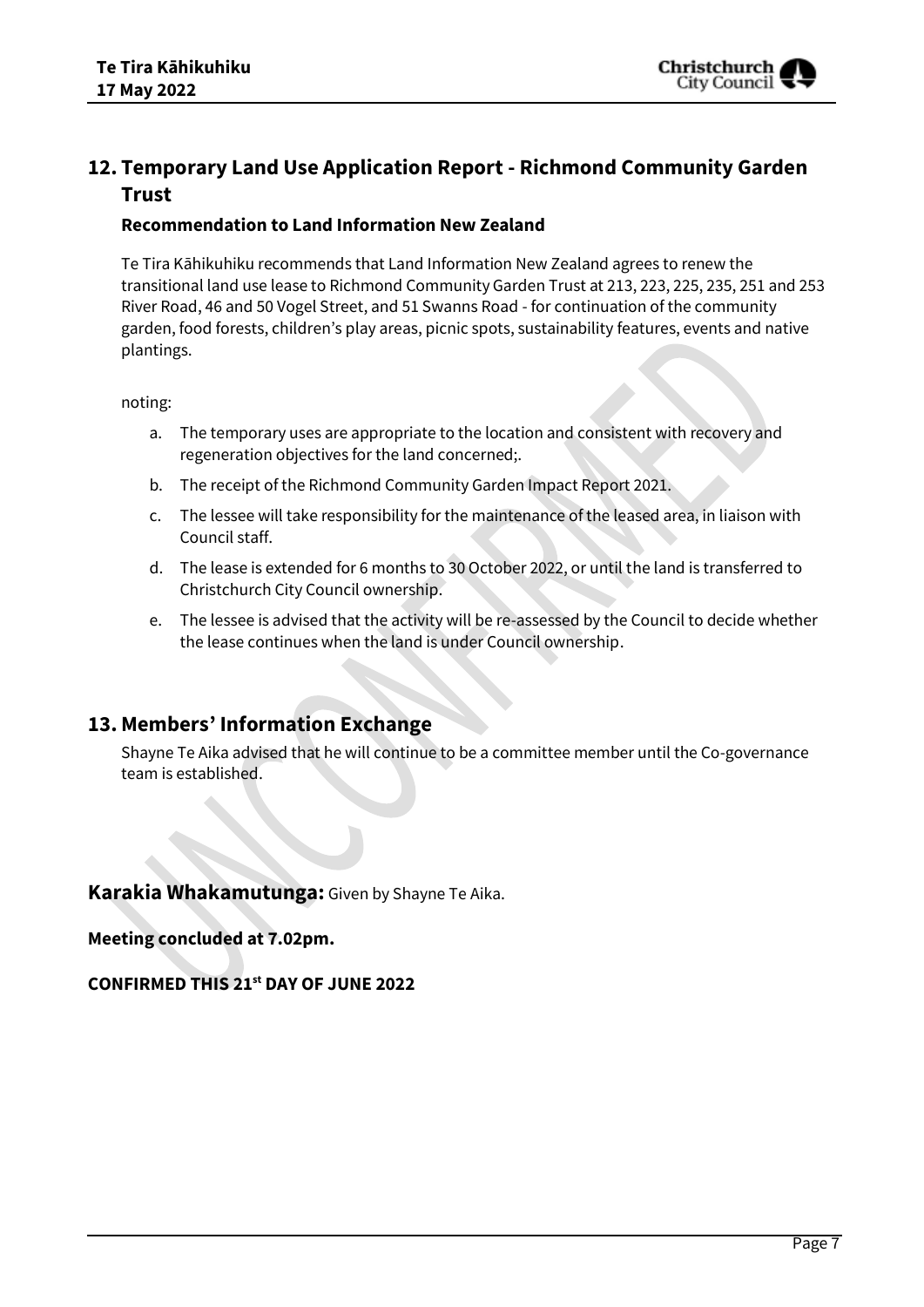## 12. Temporary Land Use Application Report - Richmond Community Garden Trust

### Recommendation to Land Information New Zealand

Te Tira Kāhikuhiku recommends that Land Information New Zealand agrees to renew the transitional land use lease to Richmond Community Garden Trust at 213, 223, 225, 235, 251 and 253 River Road, 46 and 50 Vogel Street, and 51 Swanns Road - for continuation of the community garden, food forests, children's play areas, picnic spots, sustainability features, events and native plantings.

noting:

a. The temporary uses are appropriate to the location and consistent with recovery and regeneration objectives for the land concerned;.

b. The receipt of the Richmond Community Garden Impact Report 2021.

c. The lessee will take responsibility for the maintenance of the leased area, in liaison with Council staff.

d. The lease is extended for 6 months to 30 October 2022, or until the land is transferred to Christchurch City Council ownership.

e. The lessee is advised that the activity will be re-assessed by the Council to decide whether the lease continues when the land is under Council ownership.

## 13. Members' Information Exchange

Shayne Te Aika advised that he will continue to be a committee member until the Co-governance team is established.

**Karakia Whakamutunga:** Given by Shayne Te Aika.

**Meeting concluded at 7.02pm.**

**CONFIRMED THIS 21st DAY OF JUNE 2022**